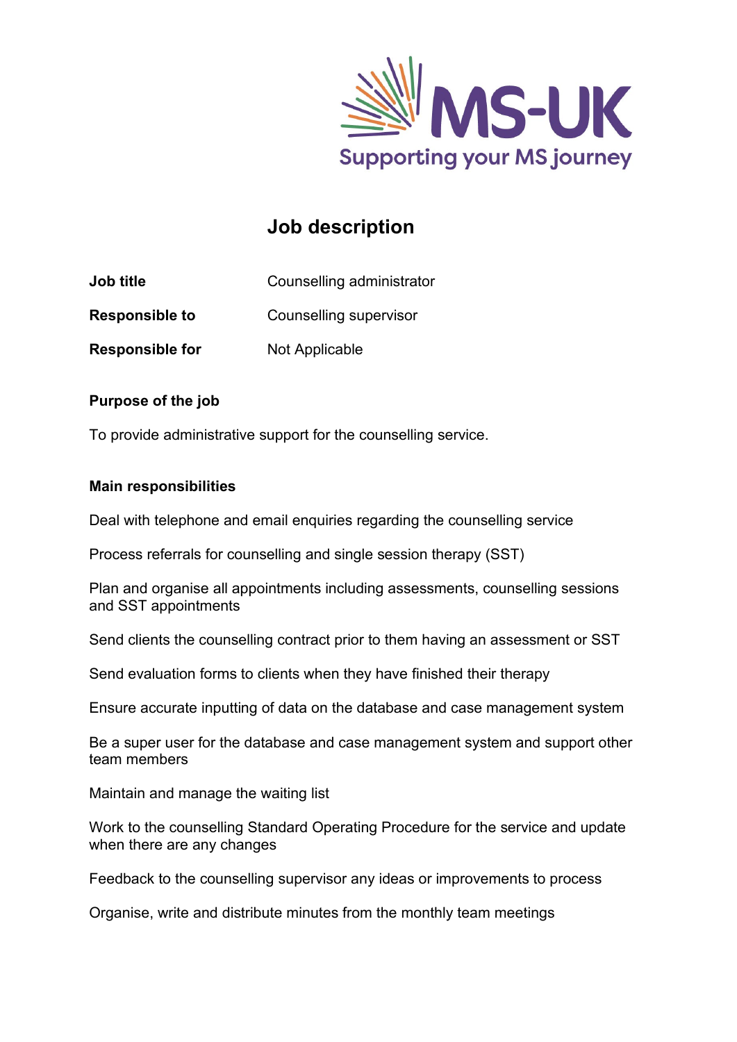MS-UK

Supporting your MS journey

# Job description

**Job title** Counselling administrator

**Responsible to** Counselling supervisor

**Responsible for** Not Applicable

**Purpose of the job**

To provide administrative support for the counselling service.

**Main responsibilities**

Deal with telephone and email enquiries regarding the counselling service

Process referrals for counselling and single session therapy (SST)

Plan and organise all appointments including assessments, counselling sessions and SST appointments

Send clients the counselling contract prior to them having an assessment or SST

Send evaluation forms to clients when they have finished their therapy

Ensure accurate inputting of data on the database and case management system

Be a super user for the database and case management system and support other team members

Maintain and manage the waiting list

Work to the counselling Standard Operating Procedure for the service and update when there are any changes

Feedback to the counselling supervisor any ideas or improvements to process

Organise, write and distribute minutes from the monthly team meetings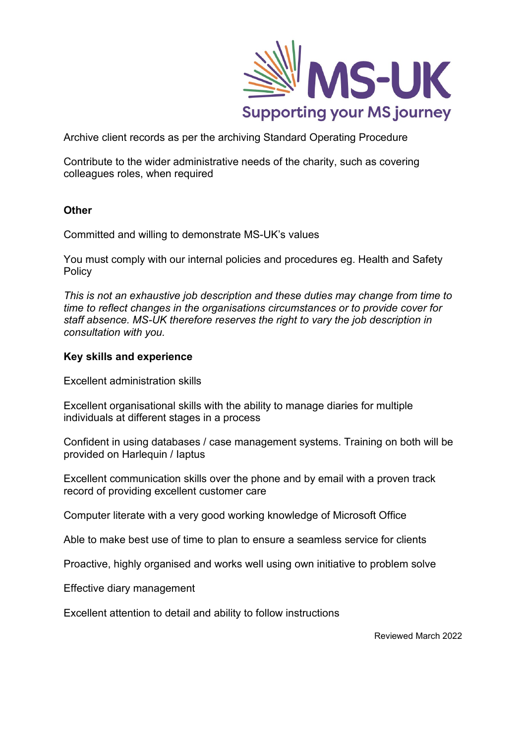Archive client records as per the archiving Standard Operating Procedure

Contribute to the wider administrative needs of the charity, such as covering colleagues roles, when required

**Other**

Committed and willing to demonstrate MS-UK's values

You must comply with our internal policies and procedures eg. Health and Safety Policy

*This is not an exhaustive job description and these duties may change from time to time to reflect changes in the organisations circumstances or to provide cover for staff absence. MS-UK therefore reserves the right to vary the job description in consultation with you.*

**Key skills and experience**

Excellent administration skills

Excellent organisational skills with the ability to manage diaries for multiple individuals at different stages in a process

Confident in using databases / case management systems. Training on both will be provided on Harlequin / Iaptus

Excellent communication skills over the phone and by email with a proven track record of providing excellent customer care

Computer literate with a very good working knowledge of Microsoft Office

Able to make best use of time to plan to ensure a seamless service for clients

Proactive, highly organised and works well using own initiative to problem solve

Effective diary management

Excellent attention to detail and ability to follow instructions

Reviewed March 2022